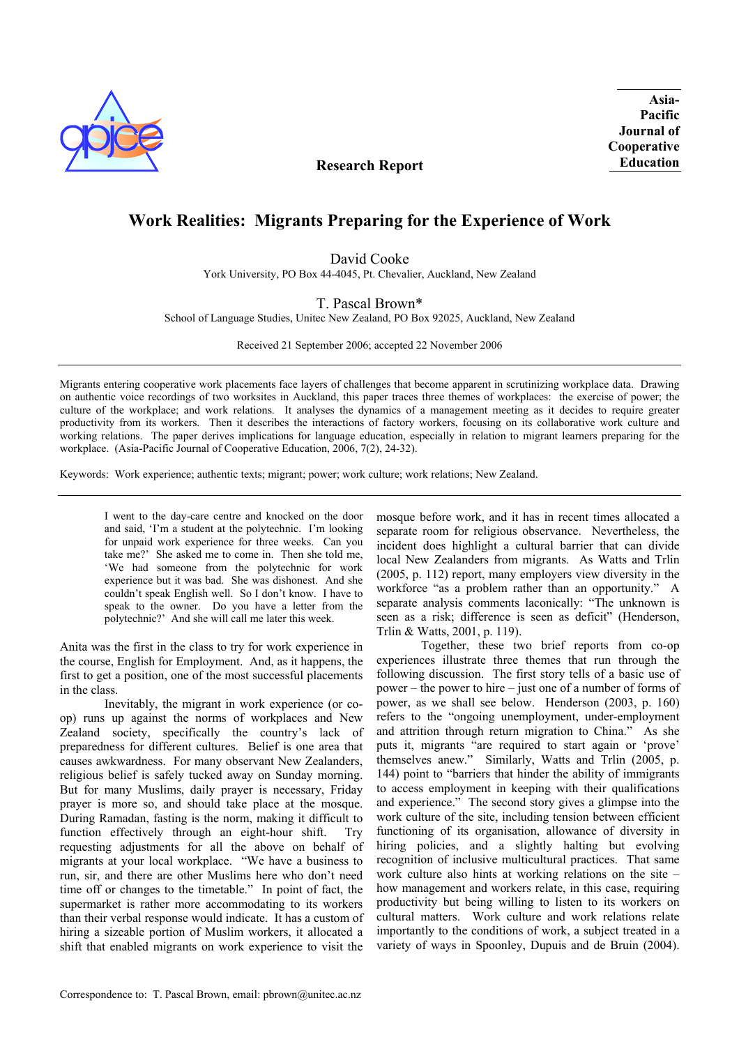Research Report

Asia-Pacific Journal of Cooperative Education

# Work Realities: Migrants Preparing for the Experience of Work

David Cooke
York University, PO Box 44-4045, Pt. Chevalier, Auckland, New Zealand

T. Pascal Brown*
School of Language Studies, Unitec New Zealand, PO Box 92025, Auckland, New Zealand

Received 21 September 2006; accepted 22 November 2006

Migrants entering cooperative work placements face layers of challenges that become apparent in scrutinizing workplace data. Drawing on authentic voice recordings of two worksites in Auckland, this paper traces three themes of workplaces: the exercise of power; the culture of the workplace; and work relations. It analyses the dynamics of a management meeting as it decides to require greater productivity from its workers. Then it describes the interactions of factory workers, focusing on its collaborative work culture and working relations. The paper derives implications for language education, especially in relation to migrant learners preparing for the workplace. (Asia-Pacific Journal of Cooperative Education, 2006, 7(2), 24-32).

Keywords: Work experience; authentic texts; migrant; power; work culture; work relations; New Zealand.

> I went to the day-care centre and knocked on the door and said, 'I'm a student at the polytechnic. I'm looking for unpaid work experience for three weeks. Can you take me?' She asked me to come in. Then she told me, 'We had someone from the polytechnic for work experience but it was bad. She was dishonest. And she couldn't speak English well. So I don't know. I have to speak to the owner. Do you have a letter from the polytechnic?' And she will call me later this week.

Anita was the first in the class to try for work experience in the course, English for Employment. And, as it happens, the first to get a position, one of the most successful placements in the class.

Inevitably, the migrant in work experience (or co-op) runs up against the norms of workplaces and New Zealand society, specifically the country's lack of preparedness for different cultures. Belief is one area that causes awkwardness. For many observant New Zealanders, religious belief is safely tucked away on Sunday morning. But for many Muslims, daily prayer is necessary, Friday prayer is more so, and should take place at the mosque. During Ramadan, fasting is the norm, making it difficult to function effectively through an eight-hour shift. Try requesting adjustments for all the above on behalf of migrants at your local workplace. "We have a business to run, sir, and there are other Muslims here who don't need time off or changes to the timetable." In point of fact, the supermarket is rather more accommodating to its workers than their verbal response would indicate. It has a custom of hiring a sizeable portion of Muslim workers, it allocated a shift that enabled migrants on work experience to visit the mosque before work, and it has in recent times allocated a separate room for religious observance. Nevertheless, the incident does highlight a cultural barrier that can divide local New Zealanders from migrants. As Watts and Trlin (2005, p. 112) report, many employers view diversity in the workforce "as a problem rather than an opportunity." A separate analysis comments laconically: "The unknown is seen as a risk; difference is seen as deficit" (Henderson, Trlin & Watts, 2001, p. 119).

Together, these two brief reports from co-op experiences illustrate three themes that run through the following discussion. The first story tells of a basic use of power – the power to hire – just one of a number of forms of power, as we shall see below. Henderson (2003, p. 160) refers to the "ongoing unemployment, under-employment and attrition through return migration to China." As she puts it, migrants "are required to start again or 'prove' themselves anew." Similarly, Watts and Trlin (2005, p. 144) point to "barriers that hinder the ability of immigrants to access employment in keeping with their qualifications and experience." The second story gives a glimpse into the work culture of the site, including tension between efficient functioning of its organisation, allowance of diversity in hiring policies, and a slightly halting but evolving recognition of inclusive multicultural practices. That same work culture also hints at working relations on the site – how management and workers relate, in this case, requiring productivity but being willing to listen to its workers on cultural matters. Work culture and work relations relate importantly to the conditions of work, a subject treated in a variety of ways in Spoonley, Dupuis and de Bruin (2004).

Correspondence to: T. Pascal Brown, email: pbrown@unitec.ac.nz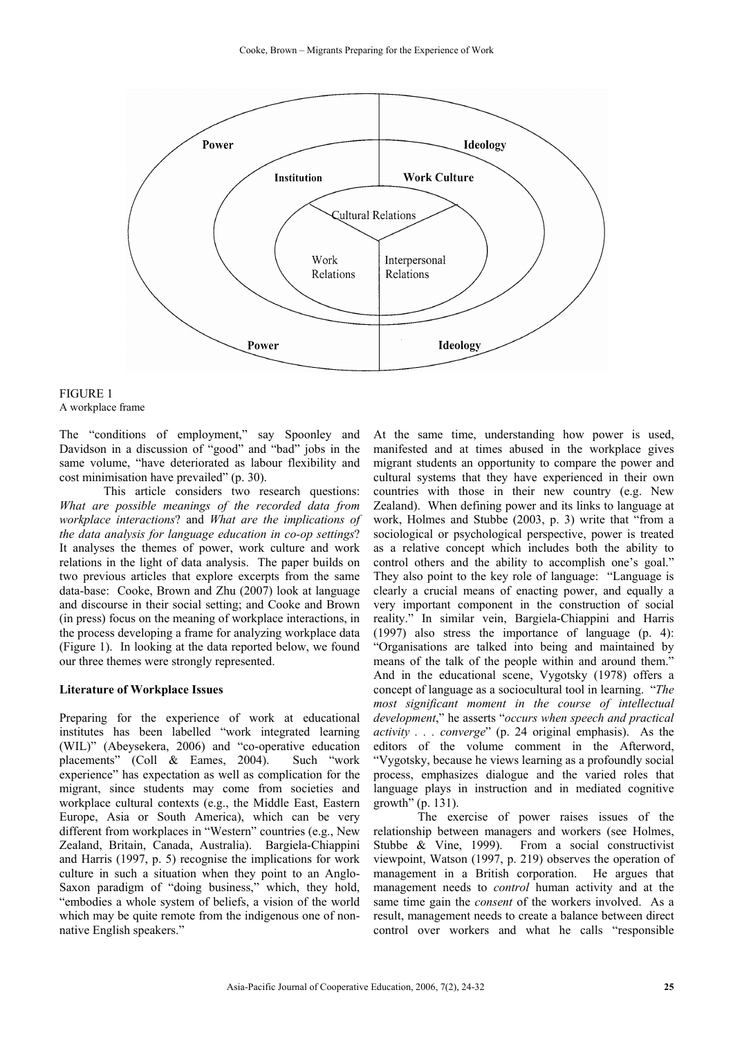FIGURE 1
A workplace frame

The "conditions of employment," say Spoonley and Davidson in a discussion of "good" and "bad" jobs in the same volume, "have deteriorated as labour flexibility and cost minimisation have prevailed" (p. 30).

This article considers two research questions: *What are possible meanings of the recorded data from workplace interactions*? and *What are the implications of the data analysis for language education in co-op settings*? It analyses the themes of power, work culture and work relations in the light of data analysis. The paper builds on two previous articles that explore excerpts from the same data-base: Cooke, Brown and Zhu (2007) look at language and discourse in their social setting; and Cooke and Brown (in press) focus on the meaning of workplace interactions, in the process developing a frame for analyzing workplace data (Figure 1). In looking at the data reported below, we found our three themes were strongly represented.

**Literature of Workplace Issues**

Preparing for the experience of work at educational institutes has been labelled "work integrated learning (WIL)" (Abeysekera, 2006) and "co-operative education placements" (Coll & Eames, 2004). Such "work experience" has expectation as well as complication for the migrant, since students may come from societies and workplace cultural contexts (e.g., the Middle East, Eastern Europe, Asia or South America), which can be very different from workplaces in "Western" countries (e.g., New Zealand, Britain, Canada, Australia). Bargiela-Chiappini and Harris (1997, p. 5) recognise the implications for work culture in such a situation when they point to an Anglo-Saxon paradigm of "doing business," which, they hold, "embodies a whole system of beliefs, a vision of the world which may be quite remote from the indigenous one of non-native English speakers."

At the same time, understanding how power is used, manifested and at times abused in the workplace gives migrant students an opportunity to compare the power and cultural systems that they have experienced in their own countries with those in their new country (e.g. New Zealand). When defining power and its links to language at work, Holmes and Stubbe (2003, p. 3) write that "from a sociological or psychological perspective, power is treated as a relative concept which includes both the ability to control others and the ability to accomplish one's goal." They also point to the key role of language: "Language is clearly a crucial means of enacting power, and equally a very important component in the construction of social reality." In similar vein, Bargiela-Chiappini and Harris (1997) also stress the importance of language (p. 4): "Organisations are talked into being and maintained by means of the talk of the people within and around them." And in the educational scene, Vygotsky (1978) offers a concept of language as a sociocultural tool in learning. "*The most significant moment in the course of intellectual development*," he asserts "*occurs when speech and practical activity . . . converge*" (p. 24 original emphasis). As the editors of the volume comment in the Afterword, "Vygotsky, because he views learning as a profoundly social process, emphasizes dialogue and the varied roles that language plays in instruction and in mediated cognitive growth" (p. 131).

The exercise of power raises issues of the relationship between managers and workers (see Holmes, Stubbe & Vine, 1999). From a social constructivist viewpoint, Watson (1997, p. 219) observes the operation of management in a British corporation. He argues that management needs to *control* human activity and at the same time gain the *consent* of the workers involved. As a result, management needs to create a balance between direct control over workers and what he calls "responsible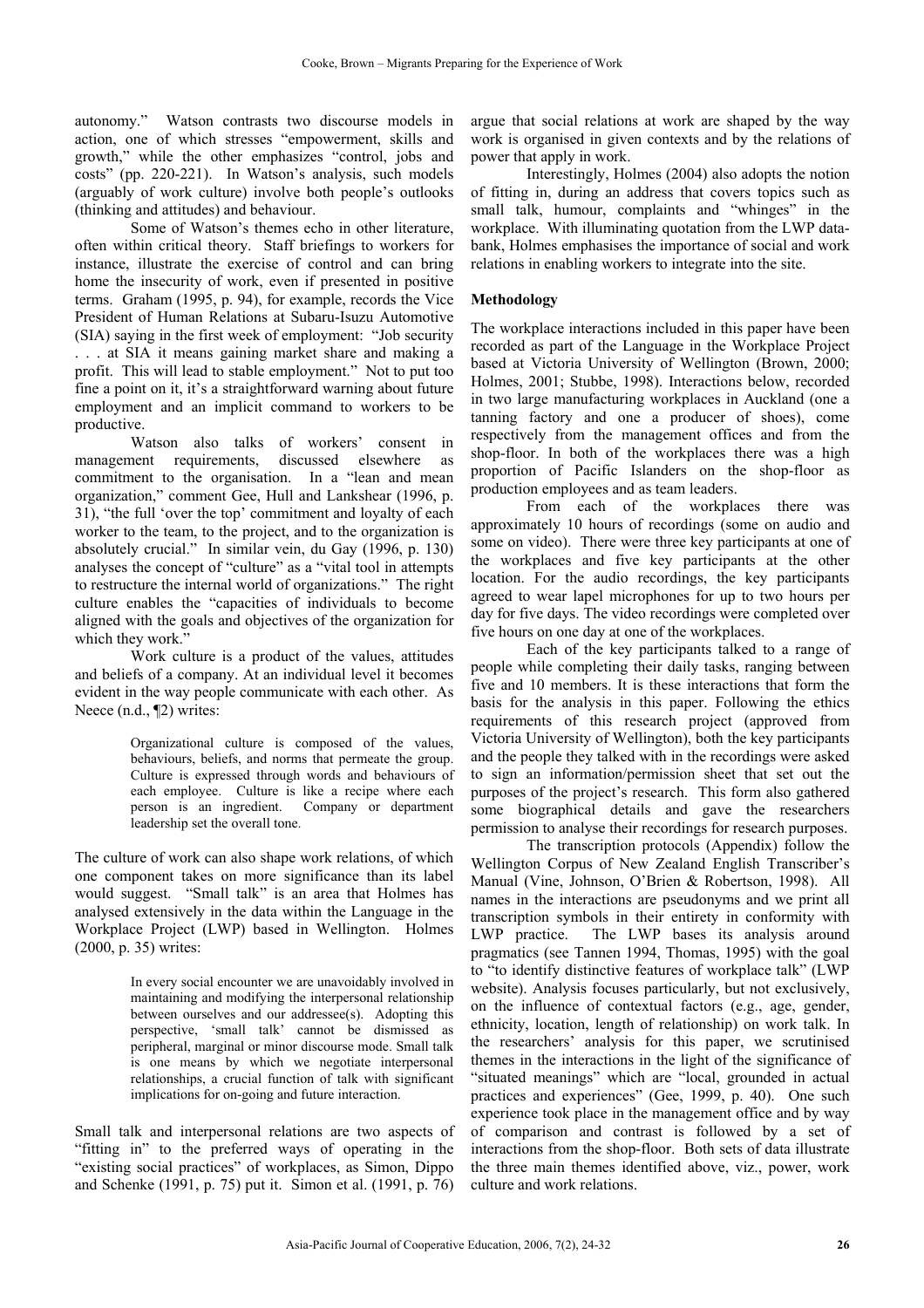autonomy." Watson contrasts two discourse models in action, one of which stresses "empowerment, skills and growth," while the other emphasizes "control, jobs and costs" (pp. 220-221). In Watson's analysis, such models (arguably of work culture) involve both people's outlooks (thinking and attitudes) and behaviour.

Some of Watson's themes echo in other literature, often within critical theory. Staff briefings to workers for instance, illustrate the exercise of control and can bring home the insecurity of work, even if presented in positive terms. Graham (1995, p. 94), for example, records the Vice President of Human Relations at Subaru-Isuzu Automotive (SIA) saying in the first week of employment: "Job security . . . at SIA it means gaining market share and making a profit. This will lead to stable employment." Not to put too fine a point on it, it's a straightforward warning about future employment and an implicit command to workers to be productive.

Watson also talks of workers' consent in management requirements, discussed elsewhere as commitment to the organisation. In a "lean and mean organization," comment Gee, Hull and Lankshear (1996, p. 31), "the full 'over the top' commitment and loyalty of each worker to the team, to the project, and to the organization is absolutely crucial." In similar vein, du Gay (1996, p. 130) analyses the concept of "culture" as a "vital tool in attempts to restructure the internal world of organizations." The right culture enables the "capacities of individuals to become aligned with the goals and objectives of the organization for which they work."

Work culture is a product of the values, attitudes and beliefs of a company. At an individual level it becomes evident in the way people communicate with each other. As Neece (n.d., ¶2) writes:

> Organizational culture is composed of the values, behaviours, beliefs, and norms that permeate the group. Culture is expressed through words and behaviours of each employee. Culture is like a recipe where each person is an ingredient. Company or department leadership set the overall tone.

The culture of work can also shape work relations, of which one component takes on more significance than its label would suggest. "Small talk" is an area that Holmes has analysed extensively in the data within the Language in the Workplace Project (LWP) based in Wellington. Holmes (2000, p. 35) writes:

> In every social encounter we are unavoidably involved in maintaining and modifying the interpersonal relationship between ourselves and our addressee(s). Adopting this perspective, 'small talk' cannot be dismissed as peripheral, marginal or minor discourse mode. Small talk is one means by which we negotiate interpersonal relationships, a crucial function of talk with significant implications for on-going and future interaction.

Small talk and interpersonal relations are two aspects of "fitting in" to the preferred ways of operating in the "existing social practices" of workplaces, as Simon, Dippo and Schenke (1991, p. 75) put it. Simon et al. (1991, p. 76) argue that social relations at work are shaped by the way work is organised in given contexts and by the relations of power that apply in work.

Interestingly, Holmes (2004) also adopts the notion of fitting in, during an address that covers topics such as small talk, humour, complaints and "whinges" in the workplace. With illuminating quotation from the LWP data-bank, Holmes emphasises the importance of social and work relations in enabling workers to integrate into the site.

**Methodology**

The workplace interactions included in this paper have been recorded as part of the Language in the Workplace Project based at Victoria University of Wellington (Brown, 2000; Holmes, 2001; Stubbe, 1998). Interactions below, recorded in two large manufacturing workplaces in Auckland (one a tanning factory and one a producer of shoes), come respectively from the management offices and from the shop-floor. In both of the workplaces there was a high proportion of Pacific Islanders on the shop-floor as production employees and as team leaders.

From each of the workplaces there was approximately 10 hours of recordings (some on audio and some on video). There were three key participants at one of the workplaces and five key participants at the other location. For the audio recordings, the key participants agreed to wear lapel microphones for up to two hours per day for five days. The video recordings were completed over five hours on one day at one of the workplaces.

Each of the key participants talked to a range of people while completing their daily tasks, ranging between five and 10 members. It is these interactions that form the basis for the analysis in this paper. Following the ethics requirements of this research project (approved from Victoria University of Wellington), both the key participants and the people they talked with in the recordings were asked to sign an information/permission sheet that set out the purposes of the project's research. This form also gathered some biographical details and gave the researchers permission to analyse their recordings for research purposes.

The transcription protocols (Appendix) follow the Wellington Corpus of New Zealand English Transcriber's Manual (Vine, Johnson, O'Brien & Robertson, 1998). All names in the interactions are pseudonyms and we print all transcription symbols in their entirety in conformity with LWP practice. The LWP bases its analysis around pragmatics (see Tannen 1994, Thomas, 1995) with the goal to "to identify distinctive features of workplace talk" (LWP website). Analysis focuses particularly, but not exclusively, on the influence of contextual factors (e.g., age, gender, ethnicity, location, length of relationship) on work talk. In the researchers' analysis for this paper, we scrutinised themes in the interactions in the light of the significance of "situated meanings" which are "local, grounded in actual practices and experiences" (Gee, 1999, p. 40). One such experience took place in the management office and by way of comparison and contrast is followed by a set of interactions from the shop-floor. Both sets of data illustrate the three main themes identified above, viz., power, work culture and work relations.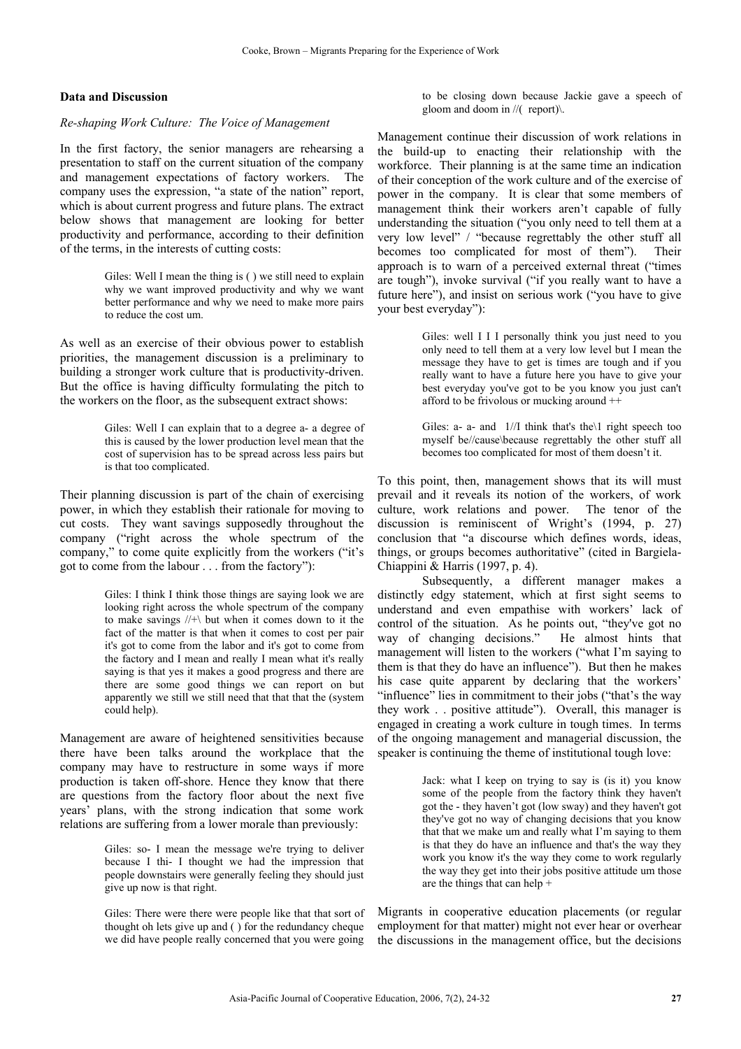## Data and Discussion

### *Re-shaping Work Culture: The Voice of Management*

In the first factory, the senior managers are rehearsing a presentation to staff on the current situation of the company and management expectations of factory workers. The company uses the expression, "a state of the nation" report, which is about current progress and future plans. The extract below shows that management are looking for better productivity and performance, according to their definition of the terms, in the interests of cutting costs:

> Giles: Well I mean the thing is ( ) we still need to explain why we want improved productivity and why we want better performance and why we need to make more pairs to reduce the cost um.

As well as an exercise of their obvious power to establish priorities, the management discussion is a preliminary to building a stronger work culture that is productivity-driven. But the office is having difficulty formulating the pitch to the workers on the floor, as the subsequent extract shows:

> Giles: Well I can explain that to a degree a- a degree of this is caused by the lower production level mean that the cost of supervision has to be spread across less pairs but is that too complicated.

Their planning discussion is part of the chain of exercising power, in which they establish their rationale for moving to cut costs. They want savings supposedly throughout the company ("right across the whole spectrum of the company," to come quite explicitly from the workers ("it's got to come from the labour . . . from the factory"):

> Giles: I think I think those things are saying look we are looking right across the whole spectrum of the company to make savings //+\ but when it comes down to it the fact of the matter is that when it comes to cost per pair it's got to come from the labor and it's got to come from the factory and I mean and really I mean what it's really saying is that yes it makes a good progress and there are there are some good things we can report on but apparently we still we still need that that that the (system could help).

Management are aware of heightened sensitivities because there have been talks around the workplace that the company may have to restructure in some ways if more production is taken off-shore. Hence they know that there are questions from the factory floor about the next five years' plans, with the strong indication that some work relations are suffering from a lower morale than previously:

> Giles: so- I mean the message we're trying to deliver because I thi- I thought we had the impression that people downstairs were generally feeling they should just give up now is that right.
>
> Giles: There were there were people like that that sort of thought oh lets give up and ( ) for the redundancy cheque we did have people really concerned that you were going to be closing down because Jackie gave a speech of gloom and doom in //( report)\.

Management continue their discussion of work relations in the build-up to enacting their relationship with the workforce. Their planning is at the same time an indication of their conception of the work culture and of the exercise of power in the company. It is clear that some members of management think their workers aren't capable of fully understanding the situation ("you only need to tell them at a very low level" / "because regrettably the other stuff all becomes too complicated for most of them"). Their approach is to warn of a perceived external threat ("times are tough"), invoke survival ("if you really want to have a future here"), and insist on serious work ("you have to give your best everyday"):

> Giles: well I I I personally think you just need to you only need to tell them at a very low level but I mean the message they have to get is times are tough and if you really want to have a future here you have to give your best everyday you've got to be you know you just can't afford to be frivolous or mucking around ++
>
> Giles: a- a- and 1//I think that's the\1 right speech too myself be//cause\because regrettably the other stuff all becomes too complicated for most of them doesn't it.

To this point, then, management shows that its will must prevail and it reveals its notion of the workers, of work culture, work relations and power. The tenor of the discussion is reminiscent of Wright's (1994, p. 27) conclusion that "a discourse which defines words, ideas, things, or groups becomes authoritative" (cited in Bargiela-Chiappini & Harris (1997, p. 4).

Subsequently, a different manager makes a distinctly edgy statement, which at first sight seems to understand and even empathise with workers' lack of control of the situation. As he points out, "they've got no way of changing decisions." He almost hints that management will listen to the workers ("what I'm saying to them is that they do have an influence"). But then he makes his case quite apparent by declaring that the workers' "influence" lies in commitment to their jobs ("that's the way they work . . positive attitude"). Overall, this manager is engaged in creating a work culture in tough times. In terms of the ongoing management and managerial discussion, the speaker is continuing the theme of institutional tough love:

> Jack: what I keep on trying to say is (is it) you know some of the people from the factory think they haven't got the - they haven't got (low sway) and they haven't got they've got no way of changing decisions that you know that that we make um and really what I'm saying to them is that they do have an influence and that's the way they work you know it's the way they come to work regularly the way they get into their jobs positive attitude um those are the things that can help +

Migrants in cooperative education placements (or regular employment for that matter) might not ever hear or overhear the discussions in the management office, but the decisions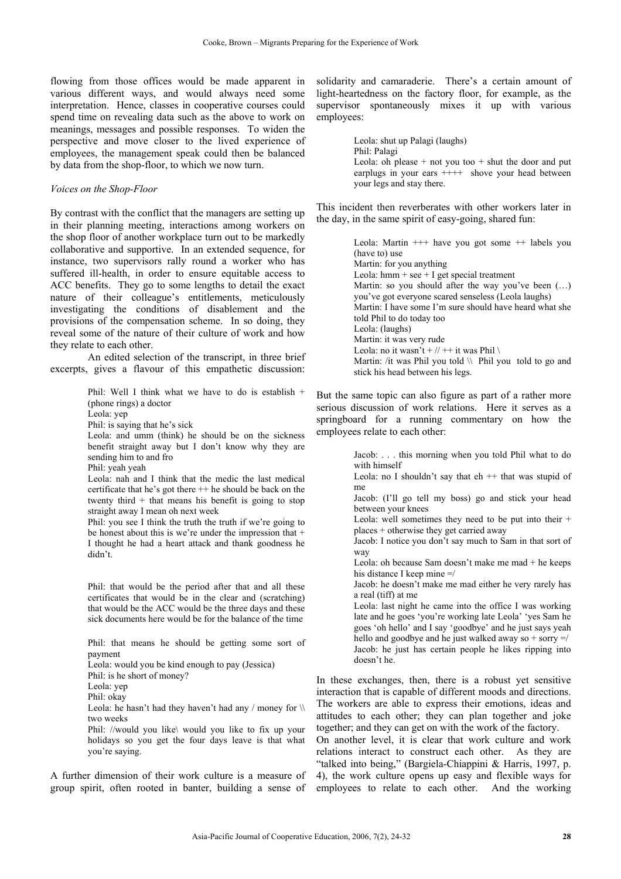flowing from those offices would be made apparent in various different ways, and would always need some interpretation. Hence, classes in cooperative courses could spend time on revealing data such as the above to work on meanings, messages and possible responses. To widen the perspective and move closer to the lived experience of employees, the management speak could then be balanced by data from the shop-floor, to which we now turn.

### *Voices on the Shop-Floor*

By contrast with the conflict that the managers are setting up in their planning meeting, interactions among workers on the shop floor of another workplace turn out to be markedly collaborative and supportive. In an extended sequence, for instance, two supervisors rally round a worker who has suffered ill-health, in order to ensure equitable access to ACC benefits. They go to some lengths to detail the exact nature of their colleague's entitlements, meticulously investigating the conditions of disablement and the provisions of the compensation scheme. In so doing, they reveal some of the nature of their culture of work and how they relate to each other.

An edited selection of the transcript, in three brief excerpts, gives a flavour of this empathetic discussion:

> Phil: Well I think what we have to do is establish + (phone rings) a doctor
> Leola: yep
> Phil: is saying that he's sick
> Leola: and umm (think) he should be on the sickness benefit straight away but I don't know why they are sending him to and fro
> Phil: yeah yeah
> Leola: nah and I think that the medic the last medical certificate that he's got there ++ he should be back on the twenty third + that means his benefit is going to stop straight away I mean oh next week
> Phil: you see I think the truth the truth if we're going to be honest about this is we're under the impression that + I thought he had a heart attack and thank goodness he didn't.

> Phil: that would be the period after that and all these certificates that would be in the clear and (scratching) that would be the ACC would be the three days and these sick documents here would be for the balance of the time

> Phil: that means he should be getting some sort of payment
> Leola: would you be kind enough to pay (Jessica)
> Phil: is he short of money?
> Leola: yep
> Phil: okay
> Leola: he hasn't had they haven't had any / money for \\ two weeks
> Phil: //would you like\ would you like to fix up your holidays so you get the four days leave is that what you're saying.

A further dimension of their work culture is a measure of group spirit, often rooted in banter, building a sense of solidarity and camaraderie. There's a certain amount of light-heartedness on the factory floor, for example, as the supervisor spontaneously mixes it up with various employees:

> Leola: shut up Palagi (laughs)
> Phil: Palagi
> Leola: oh please + not you too + shut the door and put earplugs in your ears ++++ shove your head between your legs and stay there.

This incident then reverberates with other workers later in the day, in the same spirit of easy-going, shared fun:

> Leola: Martin +++ have you got some ++ labels you (have to) use
> Martin: for you anything
> Leola: hmm + see + I get special treatment
> Martin: so you should after the way you've been (…) you've got everyone scared senseless (Leola laughs)
> Martin: I have some I'm sure should have heard what she told Phil to do today too
> Leola: (laughs)
> Martin: it was very rude
> Leola: no it wasn't + // ++ it was Phil \
> Martin: /it was Phil you told \\ Phil you told to go and stick his head between his legs.

But the same topic can also figure as part of a rather more serious discussion of work relations. Here it serves as a springboard for a running commentary on how the employees relate to each other:

> Jacob: . . . this morning when you told Phil what to do with himself
> Leola: no I shouldn't say that eh ++ that was stupid of me
> Jacob: (I'll go tell my boss) go and stick your head between your knees
> Leola: well sometimes they need to be put into their + places + otherwise they get carried away
> Jacob: I notice you don't say much to Sam in that sort of way
> Leola: oh because Sam doesn't make me mad + he keeps his distance I keep mine =/
> Jacob: he doesn't make me mad either he very rarely has a real (tiff) at me
> Leola: last night he came into the office I was working late and he goes 'you're working late Leola' 'yes Sam he goes 'oh hello' and I say 'goodbye' and he just says yeah hello and goodbye and he just walked away so + sorry =/
> Jacob: he just has certain people he likes ripping into doesn't he.

In these exchanges, then, there is a robust yet sensitive interaction that is capable of different moods and directions. The workers are able to express their emotions, ideas and attitudes to each other; they can plan together and joke together; and they can get on with the work of the factory.

On another level, it is clear that work culture and work relations interact to construct each other. As they are "talked into being," (Bargiela-Chiappini & Harris, 1997, p. 4), the work culture opens up easy and flexible ways for employees to relate to each other. And the working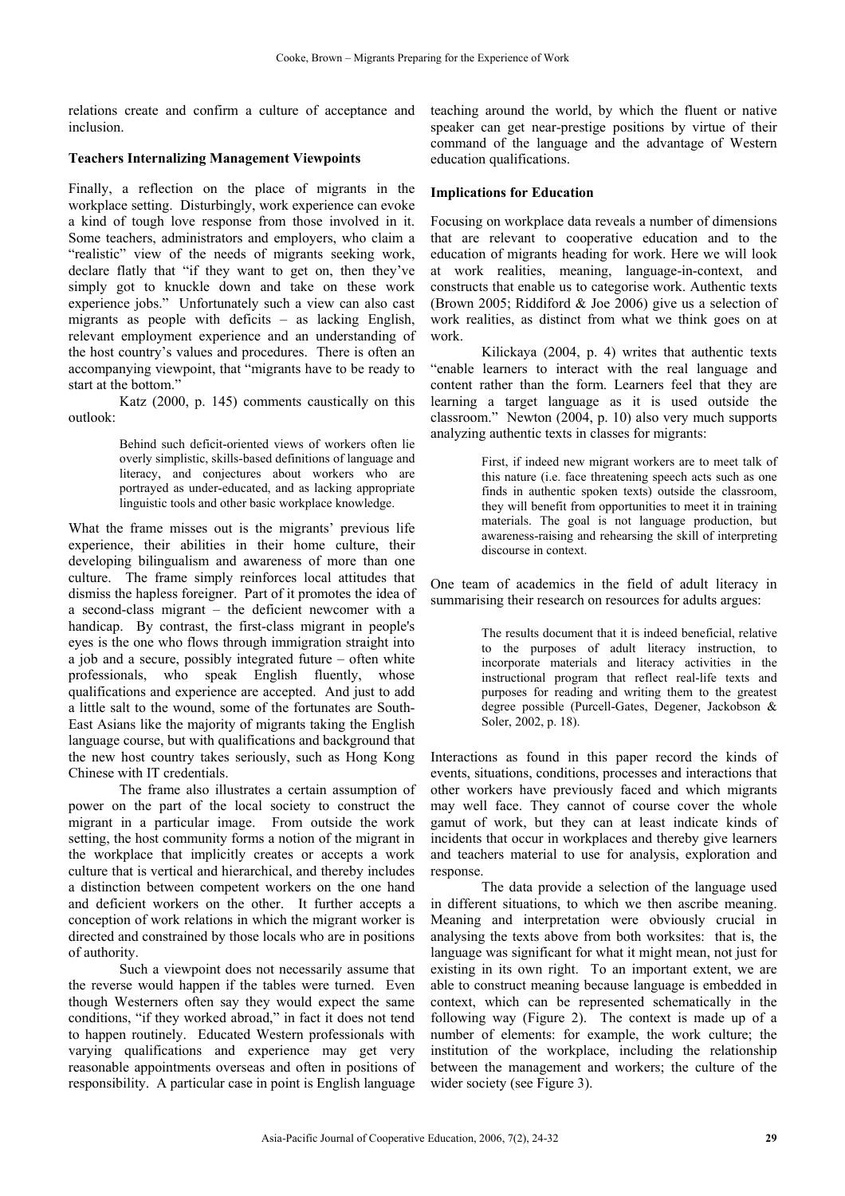relations create and confirm a culture of acceptance and inclusion.

### Teachers Internalizing Management Viewpoints

Finally, a reflection on the place of migrants in the workplace setting. Disturbingly, work experience can evoke a kind of tough love response from those involved in it. Some teachers, administrators and employers, who claim a "realistic" view of the needs of migrants seeking work, declare flatly that "if they want to get on, then they've simply got to knuckle down and take on these work experience jobs." Unfortunately such a view can also cast migrants as people with deficits – as lacking English, relevant employment experience and an understanding of the host country's values and procedures. There is often an accompanying viewpoint, that "migrants have to be ready to start at the bottom."

Katz (2000, p. 145) comments caustically on this outlook:

> Behind such deficit-oriented views of workers often lie overly simplistic, skills-based definitions of language and literacy, and conjectures about workers who are portrayed as under-educated, and as lacking appropriate linguistic tools and other basic workplace knowledge.

What the frame misses out is the migrants' previous life experience, their abilities in their home culture, their developing bilingualism and awareness of more than one culture. The frame simply reinforces local attitudes that dismiss the hapless foreigner. Part of it promotes the idea of a second-class migrant – the deficient newcomer with a handicap. By contrast, the first-class migrant in people's eyes is the one who flows through immigration straight into a job and a secure, possibly integrated future – often white professionals, who speak English fluently, whose qualifications and experience are accepted. And just to add a little salt to the wound, some of the fortunates are South-East Asians like the majority of migrants taking the English language course, but with qualifications and background that the new host country takes seriously, such as Hong Kong Chinese with IT credentials.

The frame also illustrates a certain assumption of power on the part of the local society to construct the migrant in a particular image. From outside the work setting, the host community forms a notion of the migrant in the workplace that implicitly creates or accepts a work culture that is vertical and hierarchical, and thereby includes a distinction between competent workers on the one hand and deficient workers on the other. It further accepts a conception of work relations in which the migrant worker is directed and constrained by those locals who are in positions of authority.

Such a viewpoint does not necessarily assume that the reverse would happen if the tables were turned. Even though Westerners often say they would expect the same conditions, "if they worked abroad," in fact it does not tend to happen routinely. Educated Western professionals with varying qualifications and experience may get very reasonable appointments overseas and often in positions of responsibility. A particular case in point is English language teaching around the world, by which the fluent or native speaker can get near-prestige positions by virtue of their command of the language and the advantage of Western education qualifications.

### Implications for Education

Focusing on workplace data reveals a number of dimensions that are relevant to cooperative education and to the education of migrants heading for work. Here we will look at work realities, meaning, language-in-context, and constructs that enable us to categorise work. Authentic texts (Brown 2005; Riddiford & Joe 2006) give us a selection of work realities, as distinct from what we think goes on at work.

Kilickaya (2004, p. 4) writes that authentic texts "enable learners to interact with the real language and content rather than the form. Learners feel that they are learning a target language as it is used outside the classroom." Newton (2004, p. 10) also very much supports analyzing authentic texts in classes for migrants:

> First, if indeed new migrant workers are to meet talk of this nature (i.e. face threatening speech acts such as one finds in authentic spoken texts) outside the classroom, they will benefit from opportunities to meet it in training materials. The goal is not language production, but awareness-raising and rehearsing the skill of interpreting discourse in context.

One team of academics in the field of adult literacy in summarising their research on resources for adults argues:

> The results document that it is indeed beneficial, relative to the purposes of adult literacy instruction, to incorporate materials and literacy activities in the instructional program that reflect real-life texts and purposes for reading and writing them to the greatest degree possible (Purcell-Gates, Degener, Jackobson & Soler, 2002, p. 18).

Interactions as found in this paper record the kinds of events, situations, conditions, processes and interactions that other workers have previously faced and which migrants may well face. They cannot of course cover the whole gamut of work, but they can at least indicate kinds of incidents that occur in workplaces and thereby give learners and teachers material to use for analysis, exploration and response.

The data provide a selection of the language used in different situations, to which we then ascribe meaning. Meaning and interpretation were obviously crucial in analysing the texts above from both worksites: that is, the language was significant for what it might mean, not just for existing in its own right. To an important extent, we are able to construct meaning because language is embedded in context, which can be represented schematically in the following way (Figure 2). The context is made up of a number of elements: for example, the work culture; the institution of the workplace, including the relationship between the management and workers; the culture of the wider society (see Figure 3).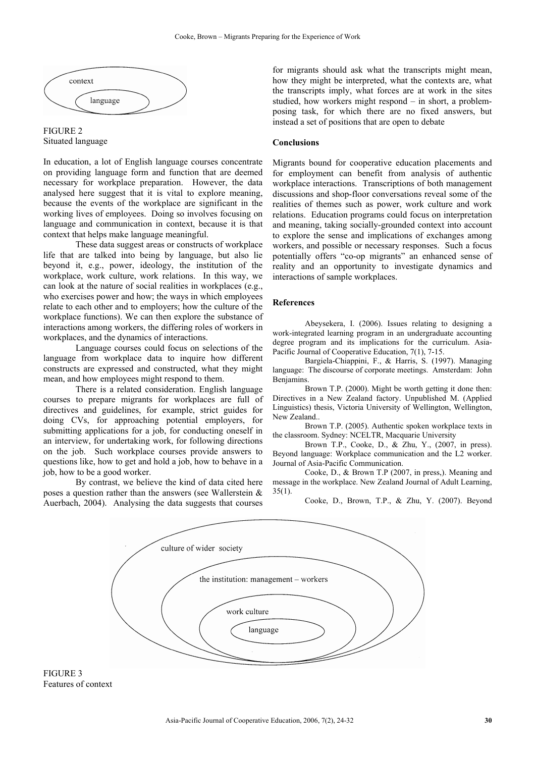context

language

FIGURE 2
Situated language

In education, a lot of English language courses concentrate on providing language form and function that are deemed necessary for workplace preparation. However, the data analysed here suggest that it is vital to explore meaning, because the events of the workplace are significant in the working lives of employees. Doing so involves focusing on language and communication in context, because it is that context that helps make language meaningful.

These data suggest areas or constructs of workplace life that are talked into being by language, but also lie beyond it, e.g., power, ideology, the institution of the workplace, work culture, work relations. In this way, we can look at the nature of social realities in workplaces (e.g., who exercises power and how; the ways in which employees relate to each other and to employers; how the culture of the workplace functions). We can then explore the substance of interactions among workers, the differing roles of workers in workplaces, and the dynamics of interactions.

Language courses could focus on selections of the language from workplace data to inquire how different constructs are expressed and constructed, what they might mean, and how employees might respond to them.

There is a related consideration. English language courses to prepare migrants for workplaces are full of directives and guidelines, for example, strict guides for doing CVs, for approaching potential employers, for submitting applications for a job, for conducting oneself in an interview, for undertaking work, for following directions on the job. Such workplace courses provide answers to questions like, how to get and hold a job, how to behave in a job, how to be a good worker.

By contrast, we believe the kind of data cited here poses a question rather than the answers (see Wallerstein & Auerbach, 2004). Analysing the data suggests that courses for migrants should ask what the transcripts might mean, how they might be interpreted, what the contexts are, what the transcripts imply, what forces are at work in the sites studied, how workers might respond – in short, a problem-posing task, for which there are no fixed answers, but instead a set of positions that are open to debate

culture of wider society

the institution: management – workers

work culture

language

FIGURE 3
Features of context

## Conclusions

Migrants bound for cooperative education placements and for employment can benefit from analysis of authentic workplace interactions. Transcriptions of both management discussions and shop-floor conversations reveal some of the realities of themes such as power, work culture and work relations. Education programs could focus on interpretation and meaning, taking socially-grounded context into account to explore the sense and implications of exchanges among workers, and possible or necessary responses. Such a focus potentially offers "co-op migrants" an enhanced sense of reality and an opportunity to investigate dynamics and interactions of sample workplaces.

## References

Abeysekera, I. (2006). Issues relating to designing a work-integrated learning program in an undergraduate accounting degree program and its implications for the curriculum. Asia-Pacific Journal of Cooperative Education, 7(1), 7-15.

Bargiela-Chiappini, F., & Harris, S. (1997). Managing language: The discourse of corporate meetings. Amsterdam: John Benjamins.

Brown T.P. (2000). Might be worth getting it done then: Directives in a New Zealand factory. Unpublished M. (Applied Linguistics) thesis, Victoria University of Wellington, Wellington, New Zealand..

Brown T.P. (2005). Authentic spoken workplace texts in the classroom. Sydney: NCELTR, Macquarie University

Brown T.P., Cooke, D., & Zhu, Y., (2007, in press). Beyond language: Workplace communication and the L2 worker. Journal of Asia-Pacific Communication.

Cooke, D., & Brown T.P (2007, in press,). Meaning and message in the workplace. New Zealand Journal of Adult Learning, 35(1).

Cooke, D., Brown, T.P., & Zhu, Y. (2007). Beyond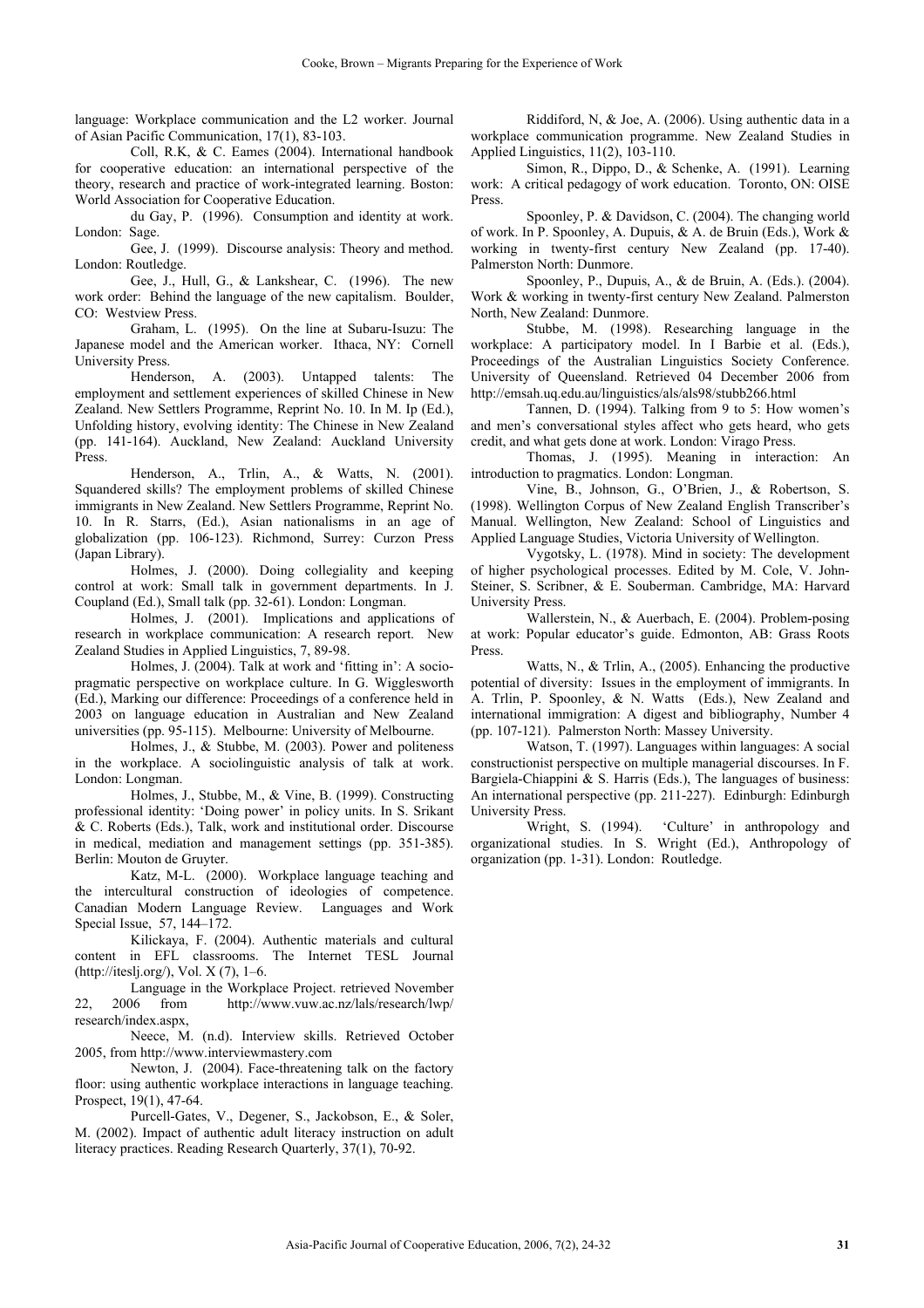language: Workplace communication and the L2 worker. Journal of Asian Pacific Communication, 17(1), 83-103.

Coll, R.K, & C. Eames (2004). International handbook for cooperative education: an international perspective of the theory, research and practice of work-integrated learning. Boston: World Association for Cooperative Education.

du Gay, P. (1996). Consumption and identity at work. London: Sage.

Gee, J. (1999). Discourse analysis: Theory and method. London: Routledge.

Gee, J., Hull, G., & Lankshear, C. (1996). The new work order: Behind the language of the new capitalism. Boulder, CO: Westview Press.

Graham, L. (1995). On the line at Subaru-Isuzu: The Japanese model and the American worker. Ithaca, NY: Cornell University Press.

Henderson, A. (2003). Untapped talents: The employment and settlement experiences of skilled Chinese in New Zealand. New Settlers Programme, Reprint No. 10. In M. Ip (Ed.), Unfolding history, evolving identity: The Chinese in New Zealand (pp. 141-164). Auckland, New Zealand: Auckland University Press.

Henderson, A., Trlin, A., & Watts, N. (2001). Squandered skills? The employment problems of skilled Chinese immigrants in New Zealand. New Settlers Programme, Reprint No. 10. In R. Starrs, (Ed.), Asian nationalisms in an age of globalization (pp. 106-123). Richmond, Surrey: Curzon Press (Japan Library).

Holmes, J. (2000). Doing collegiality and keeping control at work: Small talk in government departments. In J. Coupland (Ed.), Small talk (pp. 32-61). London: Longman.

Holmes, J. (2001). Implications and applications of research in workplace communication: A research report. New Zealand Studies in Applied Linguistics, 7, 89-98.

Holmes, J. (2004). Talk at work and 'fitting in': A socio-pragmatic perspective on workplace culture. In G. Wigglesworth (Ed.), Marking our difference: Proceedings of a conference held in 2003 on language education in Australian and New Zealand universities (pp. 95-115). Melbourne: University of Melbourne.

Holmes, J., & Stubbe, M. (2003). Power and politeness in the workplace. A sociolinguistic analysis of talk at work. London: Longman.

Holmes, J., Stubbe, M., & Vine, B. (1999). Constructing professional identity: 'Doing power' in policy units. In S. Srikant & C. Roberts (Eds.), Talk, work and institutional order. Discourse in medical, mediation and management settings (pp. 351-385). Berlin: Mouton de Gruyter.

Katz, M-L. (2000). Workplace language teaching and the intercultural construction of ideologies of competence. Canadian Modern Language Review. Languages and Work Special Issue, 57, 144–172.

Kilickaya, F. (2004). Authentic materials and cultural content in EFL classrooms. The Internet TESL Journal (http://iteslj.org/), Vol. X (7), 1–6.

Language in the Workplace Project. retrieved November 22, 2006 from http://www.vuw.ac.nz/lals/research/lwp/research/index.aspx,

Neece, M. (n.d). Interview skills. Retrieved October 2005, from http://www.interviewmastery.com

Newton, J. (2004). Face-threatening talk on the factory floor: using authentic workplace interactions in language teaching. Prospect, 19(1), 47-64.

Purcell-Gates, V., Degener, S., Jackobson, E., & Soler, M. (2002). Impact of authentic adult literacy instruction on adult literacy practices. Reading Research Quarterly, 37(1), 70-92.

Riddiford, N, & Joe, A. (2006). Using authentic data in a workplace communication programme. New Zealand Studies in Applied Linguistics, 11(2), 103-110.

Simon, R., Dippo, D., & Schenke, A. (1991). Learning work: A critical pedagogy of work education. Toronto, ON: OISE Press.

Spoonley, P. & Davidson, C. (2004). The changing world of work. In P. Spoonley, A. Dupuis, & A. de Bruin (Eds.), Work & working in twenty-first century New Zealand (pp. 17-40). Palmerston North: Dunmore.

Spoonley, P., Dupuis, A., & de Bruin, A. (Eds.). (2004). Work & working in twenty-first century New Zealand. Palmerston North, New Zealand: Dunmore.

Stubbe, M. (1998). Researching language in the workplace: A participatory model. In I Barbie et al. (Eds.), Proceedings of the Australian Linguistics Society Conference. University of Queensland. Retrieved 04 December 2006 from http://emsah.uq.edu.au/linguistics/als/als98/stubb266.html

Tannen, D. (1994). Talking from 9 to 5: How women's and men's conversational styles affect who gets heard, who gets credit, and what gets done at work. London: Virago Press.

Thomas, J. (1995). Meaning in interaction: An introduction to pragmatics. London: Longman.

Vine, B., Johnson, G., O'Brien, J., & Robertson, S. (1998). Wellington Corpus of New Zealand English Transcriber's Manual. Wellington, New Zealand: School of Linguistics and Applied Language Studies, Victoria University of Wellington.

Vygotsky, L. (1978). Mind in society: The development of higher psychological processes. Edited by M. Cole, V. John-Steiner, S. Scribner, & E. Souberman. Cambridge, MA: Harvard University Press.

Wallerstein, N., & Auerbach, E. (2004). Problem-posing at work: Popular educator's guide. Edmonton, AB: Grass Roots Press.

Watts, N., & Trlin, A., (2005). Enhancing the productive potential of diversity: Issues in the employment of immigrants. In A. Trlin, P. Spoonley, & N. Watts (Eds.), New Zealand and international immigration: A digest and bibliography, Number 4 (pp. 107-121). Palmerston North: Massey University.

Watson, T. (1997). Languages within languages: A social constructionist perspective on multiple managerial discourses. In F. Bargiela-Chiappini & S. Harris (Eds.), The languages of business: An international perspective (pp. 211-227). Edinburgh: Edinburgh University Press.

Wright, S. (1994). 'Culture' in anthropology and organizational studies. In S. Wright (Ed.), Anthropology of organization (pp. 1-31). London: Routledge.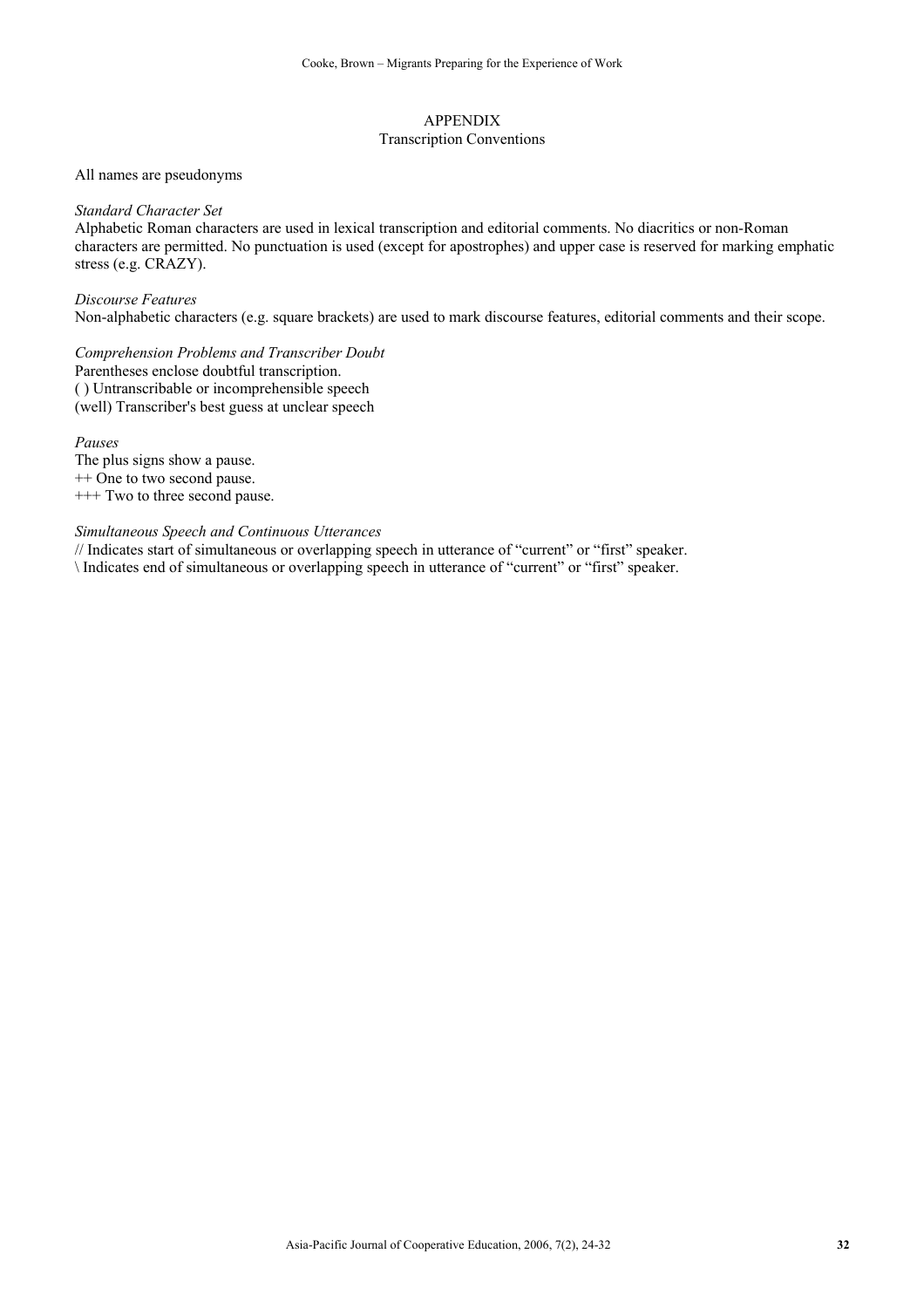# APPENDIX

## Transcription Conventions

All names are pseudonyms

*Standard Character Set*

Alphabetic Roman characters are used in lexical transcription and editorial comments. No diacritics or non-Roman characters are permitted. No punctuation is used (except for apostrophes) and upper case is reserved for marking emphatic stress (e.g. CRAZY).

*Discourse Features*

Non-alphabetic characters (e.g. square brackets) are used to mark discourse features, editorial comments and their scope.

*Comprehension Problems and Transcriber Doubt*

Parentheses enclose doubtful transcription.
( ) Untranscribable or incomprehensible speech
(well) Transcriber's best guess at unclear speech

*Pauses*

The plus signs show a pause.
++ One to two second pause.
+++ Two to three second pause.

*Simultaneous Speech and Continuous Utterances*

// Indicates start of simultaneous or overlapping speech in utterance of "current" or "first" speaker.
\ Indicates end of simultaneous or overlapping speech in utterance of "current" or "first" speaker.